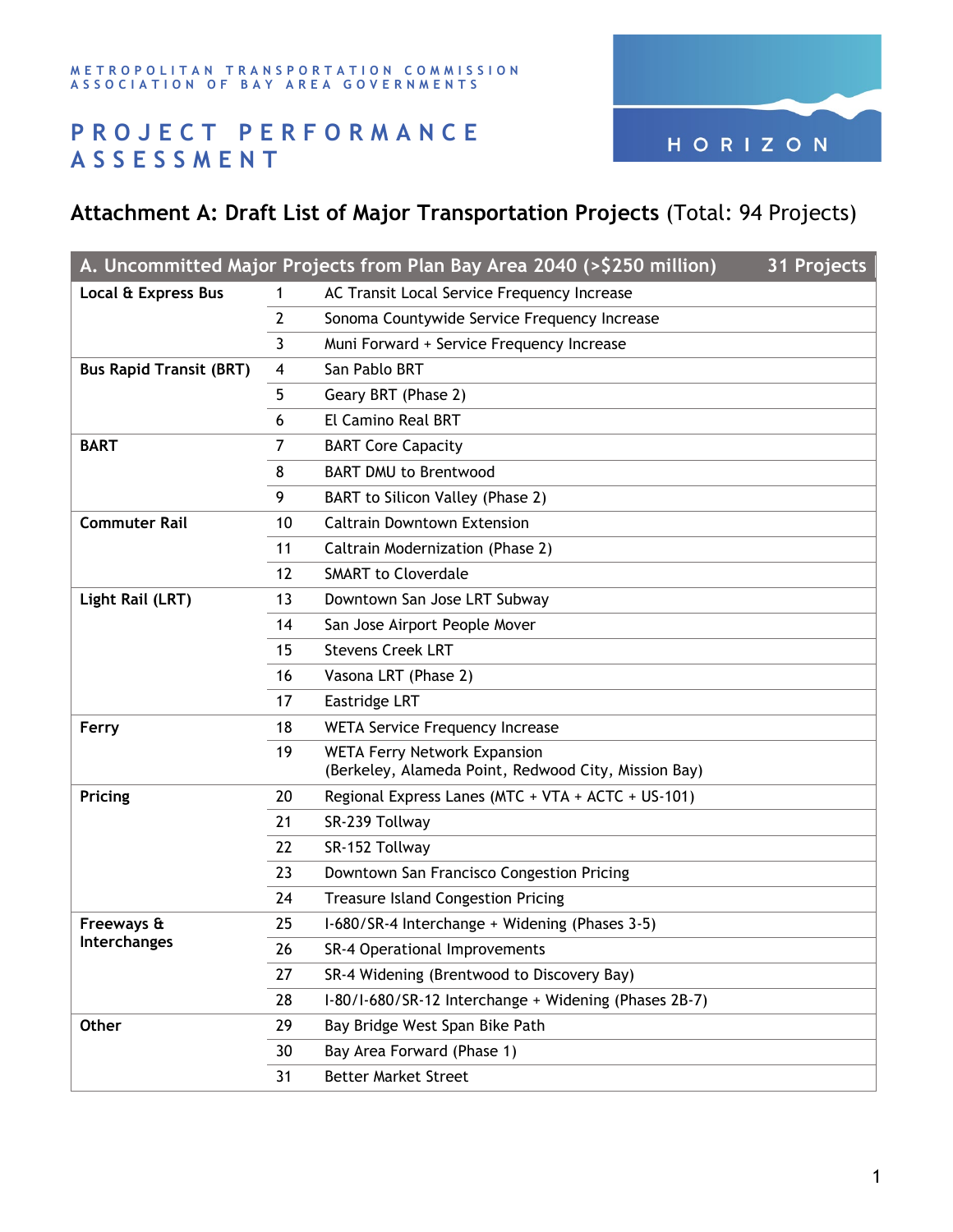METROPOLITAN TRANSPORTATION COMMISSION
ASSOCIATION OF BAY AREA GOVERNMENTS

# PROJECT PERFORMANCE ASSESSMENT

HORIZON

## Attachment A: Draft List of Major Transportation Projects (Total: 94 Projects)

| A. Uncommitted Major Projects from Plan Bay Area 2040 (>$250 million) | | 31 Projects |
|---|---|---|
| **Local & Express Bus** | 1 | AC Transit Local Service Frequency Increase |
| | 2 | Sonoma Countywide Service Frequency Increase |
| | 3 | Muni Forward + Service Frequency Increase |
| **Bus Rapid Transit (BRT)** | 4 | San Pablo BRT |
| | 5 | Geary BRT (Phase 2) |
| | 6 | El Camino Real BRT |
| **BART** | 7 | BART Core Capacity |
| | 8 | BART DMU to Brentwood |
| | 9 | BART to Silicon Valley (Phase 2) |
| **Commuter Rail** | 10 | Caltrain Downtown Extension |
| | 11 | Caltrain Modernization (Phase 2) |
| | 12 | SMART to Cloverdale |
| **Light Rail (LRT)** | 13 | Downtown San Jose LRT Subway |
| | 14 | San Jose Airport People Mover |
| | 15 | Stevens Creek LRT |
| | 16 | Vasona LRT (Phase 2) |
| | 17 | Eastridge LRT |
| **Ferry** | 18 | WETA Service Frequency Increase |
| | 19 | WETA Ferry Network Expansion (Berkeley, Alameda Point, Redwood City, Mission Bay) |
| **Pricing** | 20 | Regional Express Lanes (MTC + VTA + ACTC + US-101) |
| | 21 | SR-239 Tollway |
| | 22 | SR-152 Tollway |
| | 23 | Downtown San Francisco Congestion Pricing |
| | 24 | Treasure Island Congestion Pricing |
| **Freeways & Interchanges** | 25 | I-680/SR-4 Interchange + Widening (Phases 3-5) |
| | 26 | SR-4 Operational Improvements |
| | 27 | SR-4 Widening (Brentwood to Discovery Bay) |
| | 28 | I-80/I-680/SR-12 Interchange + Widening (Phases 2B-7) |
| **Other** | 29 | Bay Bridge West Span Bike Path |
| | 30 | Bay Area Forward (Phase 1) |
| | 31 | Better Market Street |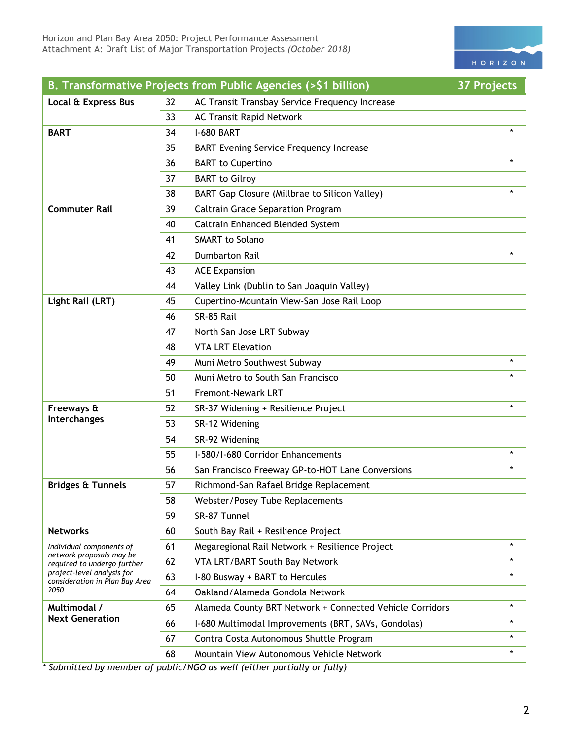Horizon and Plan Bay Area 2050: Project Performance Assessment
Attachment A: Draft List of Major Transportation Projects *(October 2018)*

| B. Transformative Projects from Public Agencies (>$1 billion) | | | 37 Projects |
|---|---|---|---|
| **Local & Express Bus** | 32 | AC Transit Transbay Service Frequency Increase | |
| | 33 | AC Transit Rapid Network | |
| **BART** | 34 | I-680 BART | * |
| | 35 | BART Evening Service Frequency Increase | |
| | 36 | BART to Cupertino | * |
| | 37 | BART to Gilroy | |
| | 38 | BART Gap Closure (Millbrae to Silicon Valley) | * |
| **Commuter Rail** | 39 | Caltrain Grade Separation Program | |
| | 40 | Caltrain Enhanced Blended System | |
| | 41 | SMART to Solano | |
| | 42 | Dumbarton Rail | * |
| | 43 | ACE Expansion | |
| | 44 | Valley Link (Dublin to San Joaquin Valley) | |
| **Light Rail (LRT)** | 45 | Cupertino-Mountain View-San Jose Rail Loop | |
| | 46 | SR-85 Rail | |
| | 47 | North San Jose LRT Subway | |
| | 48 | VTA LRT Elevation | |
| | 49 | Muni Metro Southwest Subway | * |
| | 50 | Muni Metro to South San Francisco | * |
| | 51 | Fremont-Newark LRT | |
| **Freeways & Interchanges** | 52 | SR-37 Widening + Resilience Project | * |
| | 53 | SR-12 Widening | |
| | 54 | SR-92 Widening | |
| | 55 | I-580/I-680 Corridor Enhancements | * |
| | 56 | San Francisco Freeway GP-to-HOT Lane Conversions | * |
| **Bridges & Tunnels** | 57 | Richmond-San Rafael Bridge Replacement | |
| | 58 | Webster/Posey Tube Replacements | |
| | 59 | SR-87 Tunnel | |
| **Networks** | 60 | South Bay Rail + Resilience Project | |
| *Individual components of network proposals may be required to undergo further project-level analysis for consideration in Plan Bay Area 2050.* | 61 | Megaregional Rail Network + Resilience Project | * |
| | 62 | VTA LRT/BART South Bay Network | * |
| | 63 | I-80 Busway + BART to Hercules | * |
| | 64 | Oakland/Alameda Gondola Network | |
| **Multimodal / Next Generation** | 65 | Alameda County BRT Network + Connected Vehicle Corridors | * |
| | 66 | I-680 Multimodal Improvements (BRT, SAVs, Gondolas) | * |
| | 67 | Contra Costa Autonomous Shuttle Program | * |
| | 68 | Mountain View Autonomous Vehicle Network | * |

*\* Submitted by member of public/NGO as well (either partially or fully)*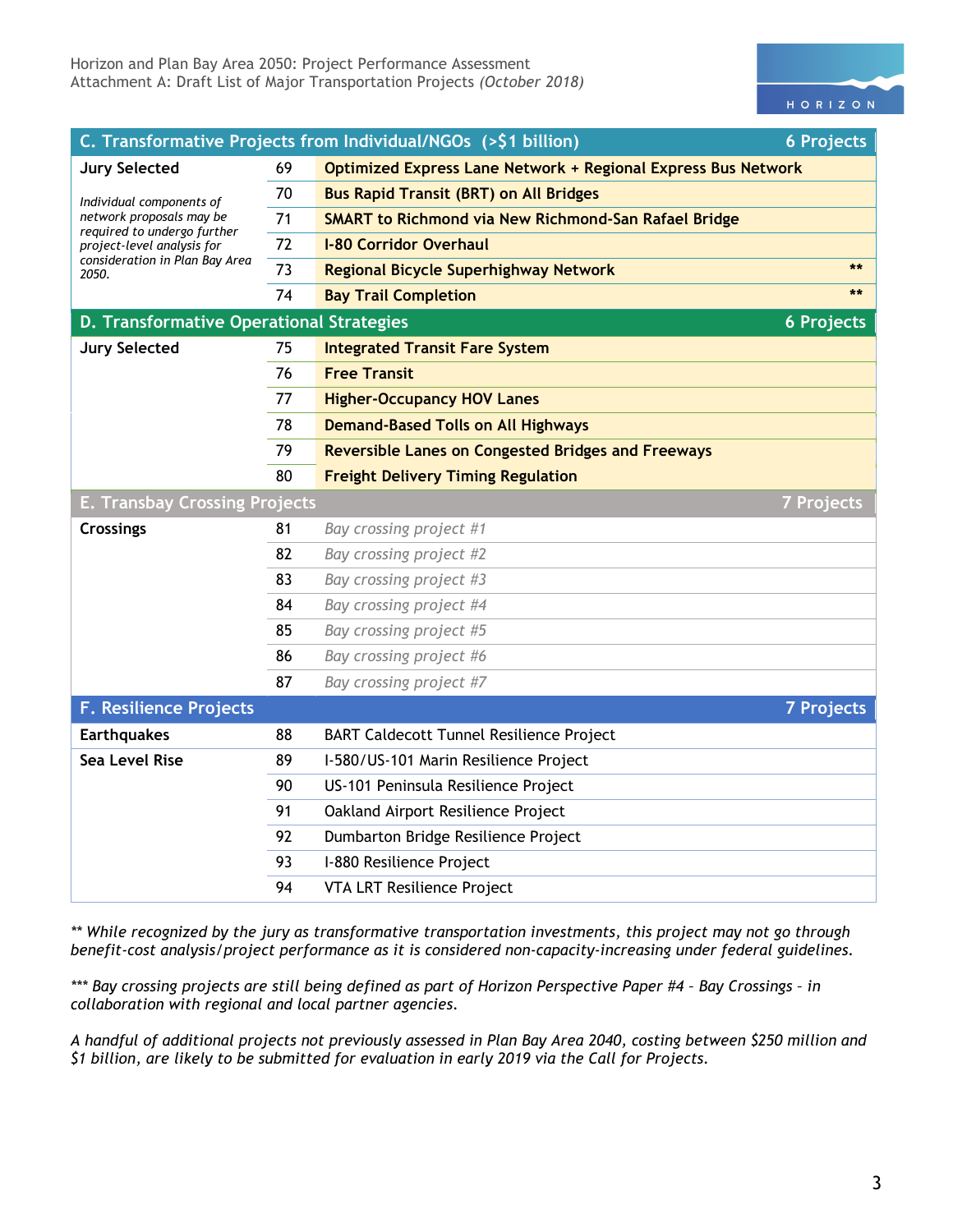| | | | |
|---|---|---|---|
| **C. Transformative Projects from Individual/NGOs (>$1 billion)** | | | **6 Projects** |
| **Jury Selected** | 69 | **Optimized Express Lane Network + Regional Express Bus Network** | |
| *Individual components of network proposals may be required to undergo further project-level analysis for consideration in Plan Bay Area 2050.* | 70 | **Bus Rapid Transit (BRT) on All Bridges** | |
| | 71 | **SMART to Richmond via New Richmond-San Rafael Bridge** | |
| | 72 | **I-80 Corridor Overhaul** | |
| | 73 | **Regional Bicycle Superhighway Network** | ** |
| | 74 | **Bay Trail Completion** | ** |
| **D. Transformative Operational Strategies** | | | **6 Projects** |
| **Jury Selected** | 75 | **Integrated Transit Fare System** | |
| | 76 | **Free Transit** | |
| | 77 | **Higher-Occupancy HOV Lanes** | |
| | 78 | **Demand-Based Tolls on All Highways** | |
| | 79 | **Reversible Lanes on Congested Bridges and Freeways** | |
| | 80 | **Freight Delivery Timing Regulation** | |
| **E. Transbay Crossing Projects** | | | **7 Projects** |
| **Crossings** | 81 | *Bay crossing project #1* | |
| | 82 | *Bay crossing project #2* | |
| | 83 | *Bay crossing project #3* | |
| | 84 | *Bay crossing project #4* | |
| | 85 | *Bay crossing project #5* | |
| | 86 | *Bay crossing project #6* | |
| | 87 | *Bay crossing project #7* | |
| **F. Resilience Projects** | | | **7 Projects** |
| **Earthquakes** | 88 | BART Caldecott Tunnel Resilience Project | |
| **Sea Level Rise** | 89 | I-580/US-101 Marin Resilience Project | |
| | 90 | US-101 Peninsula Resilience Project | |
| | 91 | Oakland Airport Resilience Project | |
| | 92 | Dumbarton Bridge Resilience Project | |
| | 93 | I-880 Resilience Project | |
| | 94 | VTA LRT Resilience Project | |

*** While recognized by the jury as transformative transportation investments, this project may not go through benefit-cost analysis/project performance as it is considered non-capacity-increasing under federal guidelines.*

**** Bay crossing projects are still being defined as part of Horizon Perspective Paper #4 – Bay Crossings – in collaboration with regional and local partner agencies.*

*A handful of additional projects not previously assessed in Plan Bay Area 2040, costing between $250 million and $1 billion, are likely to be submitted for evaluation in early 2019 via the Call for Projects.*